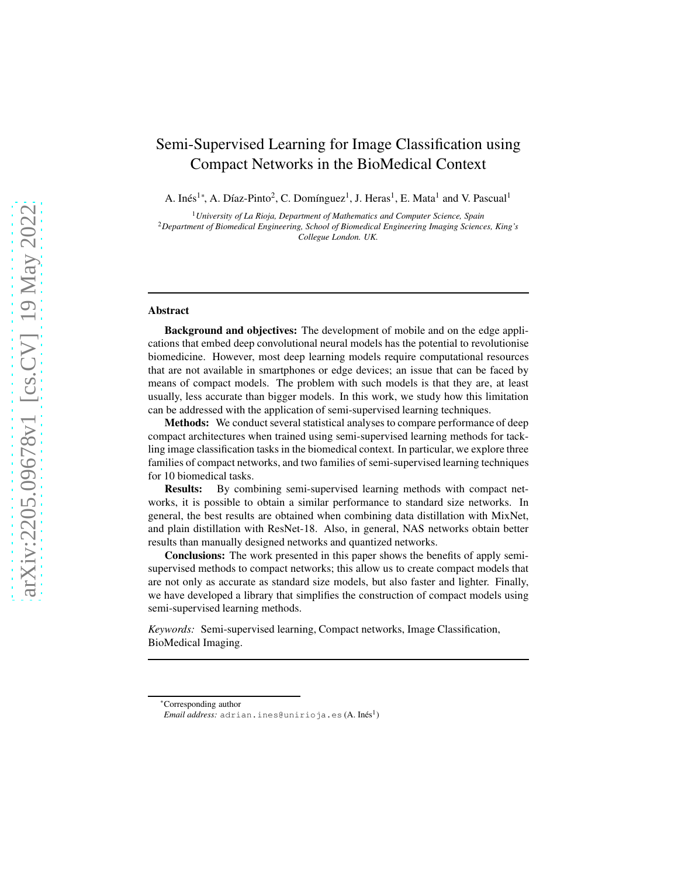# Semi-Supervised Learning for Image Classification using Compact Networks in the BioMedical Context

A. Inés[1*], A. Díaz-Pinto[2], C. Domínguez[1], J. Heras[1], E. Mata[1] and V. Pascual[1]

[1]*University of La Rioja, Department of Mathematics and Computer Science, Spain*
[2]*Department of Biomedical Engineering, School of Biomedical Engineering Imaging Sciences, King's Collegue London. UK.*

---

## Abstract

**Background and objectives:** The development of mobile and on the edge applications that embed deep convolutional neural models has the potential to revolutionise biomedicine. However, most deep learning models require computational resources that are not available in smartphones or edge devices; an issue that can be faced by means of compact models. The problem with such models is that they are, at least usually, less accurate than bigger models. In this work, we study how this limitation can be addressed with the application of semi-supervised learning techniques.

**Methods:** We conduct several statistical analyses to compare performance of deep compact architectures when trained using semi-supervised learning methods for tackling image classification tasks in the biomedical context. In particular, we explore three families of compact networks, and two families of semi-supervised learning techniques for 10 biomedical tasks.

**Results:** By combining semi-supervised learning methods with compact networks, it is possible to obtain a similar performance to standard size networks. In general, the best results are obtained when combining data distillation with MixNet, and plain distillation with ResNet-18. Also, in general, NAS networks obtain better results than manually designed networks and quantized networks.

**Conclusions:** The work presented in this paper shows the benefits of apply semi-supervised methods to compact networks; this allow us to create compact models that are not only as accurate as standard size models, but also faster and lighter. Finally, we have developed a library that simplifies the construction of compact models using semi-supervised learning methods.

*Keywords:* Semi-supervised learning, Compact networks, Image Classification, BioMedical Imaging.

---

[*]Corresponding author
*Email address:* adrian.ines@unirioja.es (A. Inés[1])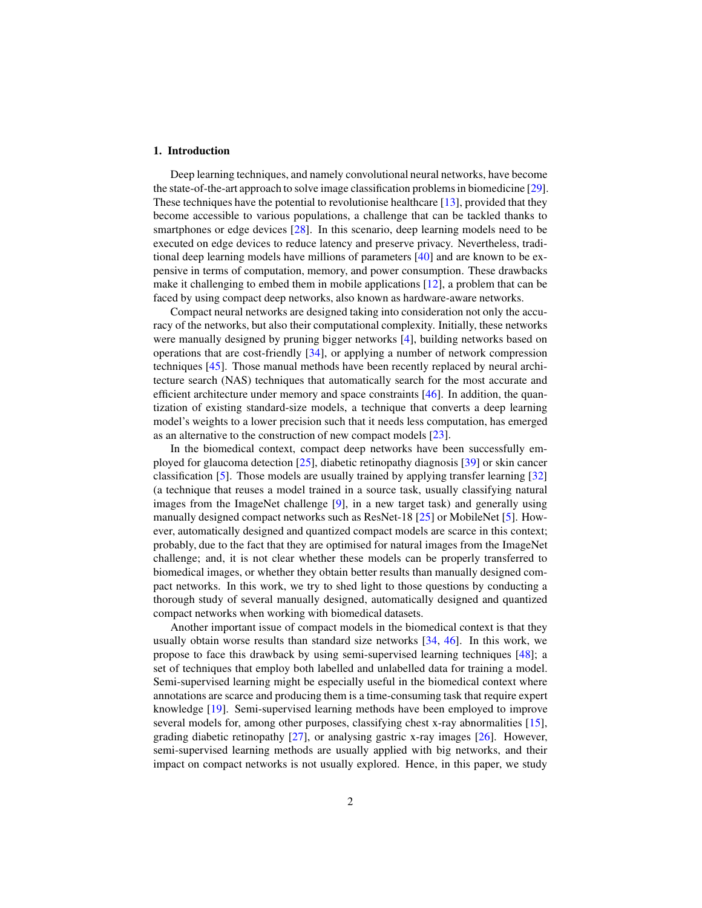## 1. Introduction

Deep learning techniques, and namely convolutional neural networks, have become the state-of-the-art approach to solve image classification problems in biomedicine [29]. These techniques have the potential to revolutionise healthcare [13], provided that they become accessible to various populations, a challenge that can be tackled thanks to smartphones or edge devices [28]. In this scenario, deep learning models need to be executed on edge devices to reduce latency and preserve privacy. Nevertheless, traditional deep learning models have millions of parameters [40] and are known to be expensive in terms of computation, memory, and power consumption. These drawbacks make it challenging to embed them in mobile applications [12], a problem that can be faced by using compact deep networks, also known as hardware-aware networks.

Compact neural networks are designed taking into consideration not only the accuracy of the networks, but also their computational complexity. Initially, these networks were manually designed by pruning bigger networks [4], building networks based on operations that are cost-friendly [34], or applying a number of network compression techniques [45]. Those manual methods have been recently replaced by neural architecture search (NAS) techniques that automatically search for the most accurate and efficient architecture under memory and space constraints [46]. In addition, the quantization of existing standard-size models, a technique that converts a deep learning model's weights to a lower precision such that it needs less computation, has emerged as an alternative to the construction of new compact models [23].

In the biomedical context, compact deep networks have been successfully employed for glaucoma detection [25], diabetic retinopathy diagnosis [39] or skin cancer classification [5]. Those models are usually trained by applying transfer learning [32] (a technique that reuses a model trained in a source task, usually classifying natural images from the ImageNet challenge [9], in a new target task) and generally using manually designed compact networks such as ResNet-18 [25] or MobileNet [5]. However, automatically designed and quantized compact models are scarce in this context; probably, due to the fact that they are optimised for natural images from the ImageNet challenge; and, it is not clear whether these models can be properly transferred to biomedical images, or whether they obtain better results than manually designed compact networks. In this work, we try to shed light to those questions by conducting a thorough study of several manually designed, automatically designed and quantized compact networks when working with biomedical datasets.

Another important issue of compact models in the biomedical context is that they usually obtain worse results than standard size networks [34, 46]. In this work, we propose to face this drawback by using semi-supervised learning techniques [48]; a set of techniques that employ both labelled and unlabelled data for training a model. Semi-supervised learning might be especially useful in the biomedical context where annotations are scarce and producing them is a time-consuming task that require expert knowledge [19]. Semi-supervised learning methods have been employed to improve several models for, among other purposes, classifying chest x-ray abnormalities [15], grading diabetic retinopathy [27], or analysing gastric x-ray images [26]. However, semi-supervised learning methods are usually applied with big networks, and their impact on compact networks is not usually explored. Hence, in this paper, we study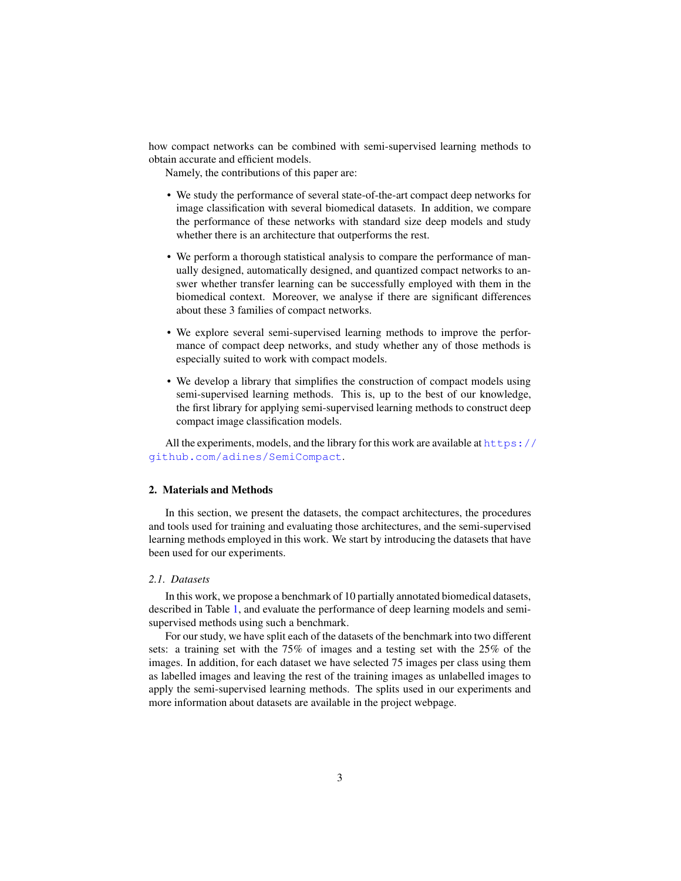how compact networks can be combined with semi-supervised learning methods to obtain accurate and efficient models.

Namely, the contributions of this paper are:

- We study the performance of several state-of-the-art compact deep networks for image classification with several biomedical datasets. In addition, we compare the performance of these networks with standard size deep models and study whether there is an architecture that outperforms the rest.
- We perform a thorough statistical analysis to compare the performance of manually designed, automatically designed, and quantized compact networks to answer whether transfer learning can be successfully employed with them in the biomedical context. Moreover, we analyse if there are significant differences about these 3 families of compact networks.
- We explore several semi-supervised learning methods to improve the performance of compact deep networks, and study whether any of those methods is especially suited to work with compact models.
- We develop a library that simplifies the construction of compact models using semi-supervised learning methods. This is, up to the best of our knowledge, the first library for applying semi-supervised learning methods to construct deep compact image classification models.

All the experiments, models, and the library for this work are available at https://github.com/adines/SemiCompact.

## 2. Materials and Methods

In this section, we present the datasets, the compact architectures, the procedures and tools used for training and evaluating those architectures, and the semi-supervised learning methods employed in this work. We start by introducing the datasets that have been used for our experiments.

### *2.1. Datasets*

In this work, we propose a benchmark of 10 partially annotated biomedical datasets, described in Table 1, and evaluate the performance of deep learning models and semi-supervised methods using such a benchmark.

For our study, we have split each of the datasets of the benchmark into two different sets: a training set with the 75% of images and a testing set with the 25% of the images. In addition, for each dataset we have selected 75 images per class using them as labelled images and leaving the rest of the training images as unlabelled images to apply the semi-supervised learning methods. The splits used in our experiments and more information about datasets are available in the project webpage.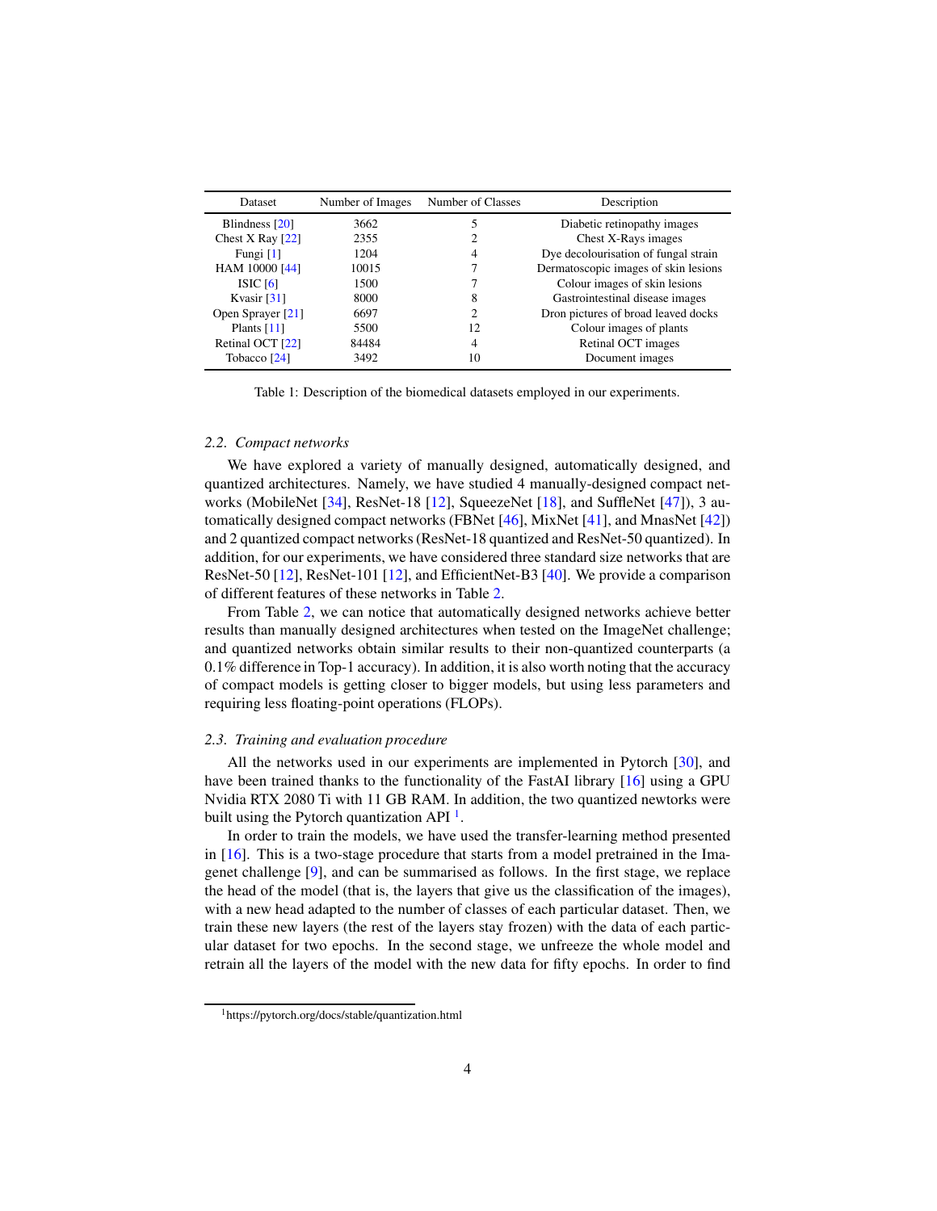| Dataset | Number of Images | Number of Classes | Description |
|---|---|---|---|
| Blindness [20] | 3662 | 5 | Diabetic retinopathy images |
| Chest X Ray [22] | 2355 | 2 | Chest X-Rays images |
| Fungi [1] | 1204 | 4 | Dye decolourisation of fungal strain |
| HAM 10000 [44] | 10015 | 7 | Dermatoscopic images of skin lesions |
| ISIC [6] | 1500 | 7 | Colour images of skin lesions |
| Kvasir [31] | 8000 | 8 | Gastrointestinal disease images |
| Open Sprayer [21] | 6697 | 2 | Dron pictures of broad leaved docks |
| Plants [11] | 5500 | 12 | Colour images of plants |
| Retinal OCT [22] | 84484 | 4 | Retinal OCT images |
| Tobacco [24] | 3492 | 10 | Document images |

Table 1: Description of the biomedical datasets employed in our experiments.

### *2.2. Compact networks*

We have explored a variety of manually designed, automatically designed, and quantized architectures. Namely, we have studied 4 manually-designed compact networks (MobileNet [34], ResNet-18 [12], SqueezeNet [18], and SuffleNet [47]), 3 automatically designed compact networks (FBNet [46], MixNet [41], and MnasNet [42]) and 2 quantized compact networks (ResNet-18 quantized and ResNet-50 quantized). In addition, for our experiments, we have considered three standard size networks that are ResNet-50 [12], ResNet-101 [12], and EfficientNet-B3 [40]. We provide a comparison of different features of these networks in Table 2.

From Table 2, we can notice that automatically designed networks achieve better results than manually designed architectures when tested on the ImageNet challenge; and quantized networks obtain similar results to their non-quantized counterparts (a 0.1% difference in Top-1 accuracy). In addition, it is also worth noting that the accuracy of compact models is getting closer to bigger models, but using less parameters and requiring less floating-point operations (FLOPs).

### *2.3. Training and evaluation procedure*

All the networks used in our experiments are implemented in Pytorch [30], and have been trained thanks to the functionality of the FastAI library [16] using a GPU Nvidia RTX 2080 Ti with 11 GB RAM. In addition, the two quantized newtorks were built using the Pytorch quantization API [1].

In order to train the models, we have used the transfer-learning method presented in [16]. This is a two-stage procedure that starts from a model pretrained in the Imagenet challenge [9], and can be summarised as follows. In the first stage, we replace the head of the model (that is, the layers that give us the classification of the images), with a new head adapted to the number of classes of each particular dataset. Then, we train these new layers (the rest of the layers stay frozen) with the data of each particular dataset for two epochs. In the second stage, we unfreeze the whole model and retrain all the layers of the model with the new data for fifty epochs. In order to find

[1]https://pytorch.org/docs/stable/quantization.html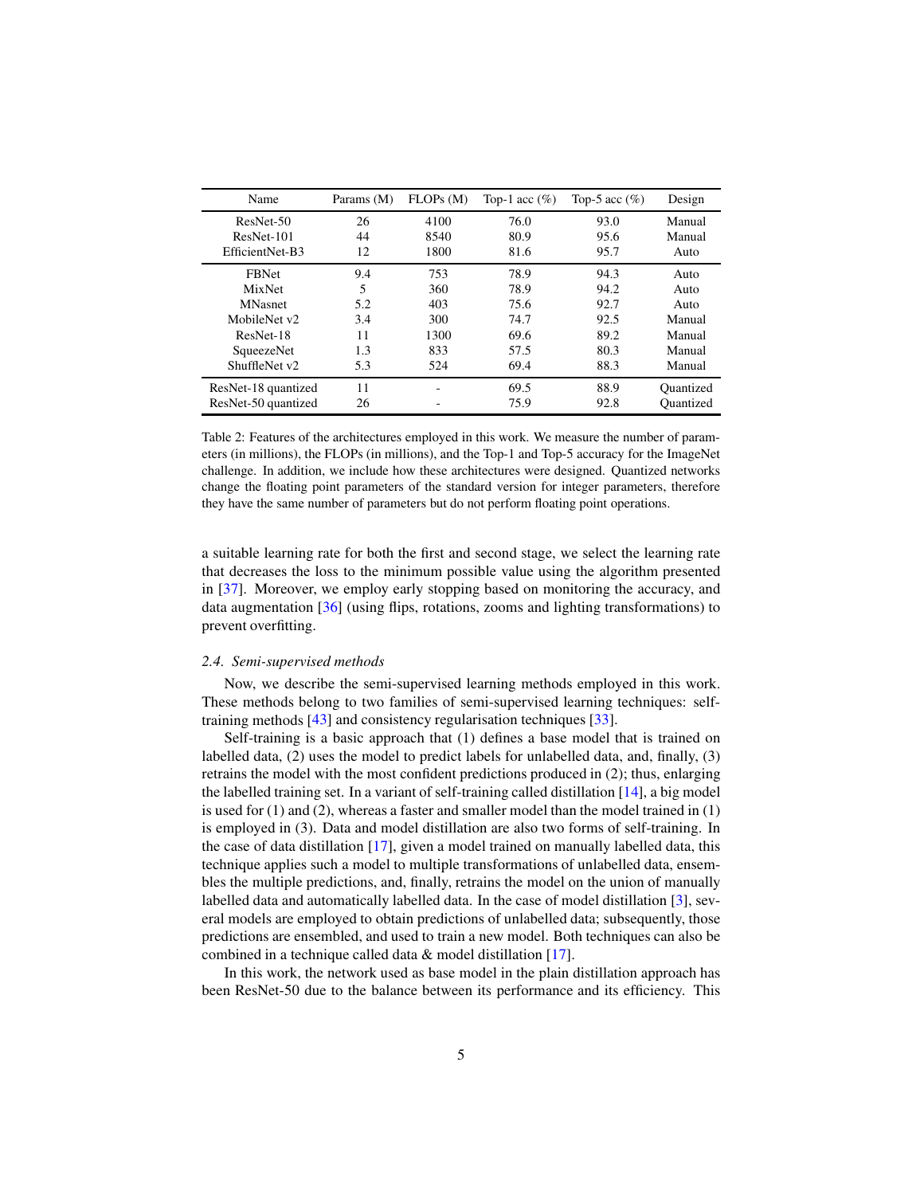| Name | Params (M) | FLOPs (M) | Top-1 acc (%) | Top-5 acc (%) | Design |
|---|---|---|---|---|---|
| ResNet-50 | 26 | 4100 | 76.0 | 93.0 | Manual |
| ResNet-101 | 44 | 8540 | 80.9 | 95.6 | Manual |
| EfficientNet-B3 | 12 | 1800 | 81.6 | 95.7 | Auto |
| FBNet | 9.4 | 753 | 78.9 | 94.3 | Auto |
| MixNet | 5 | 360 | 78.9 | 94.2 | Auto |
| MNasnet | 5.2 | 403 | 75.6 | 92.7 | Auto |
| MobileNet v2 | 3.4 | 300 | 74.7 | 92.5 | Manual |
| ResNet-18 | 11 | 1300 | 69.6 | 89.2 | Manual |
| SqueezeNet | 1.3 | 833 | 57.5 | 80.3 | Manual |
| ShuffleNet v2 | 5.3 | 524 | 69.4 | 88.3 | Manual |
| ResNet-18 quantized | 11 | - | 69.5 | 88.9 | Quantized |
| ResNet-50 quantized | 26 | - | 75.9 | 92.8 | Quantized |

Table 2: Features of the architectures employed in this work. We measure the number of parameters (in millions), the FLOPs (in millions), and the Top-1 and Top-5 accuracy for the ImageNet challenge. In addition, we include how these architectures were designed. Quantized networks change the floating point parameters of the standard version for integer parameters, therefore they have the same number of parameters but do not perform floating point operations.

a suitable learning rate for both the first and second stage, we select the learning rate that decreases the loss to the minimum possible value using the algorithm presented in [37]. Moreover, we employ early stopping based on monitoring the accuracy, and data augmentation [36] (using flips, rotations, zooms and lighting transformations) to prevent overfitting.

### 2.4. Semi-supervised methods

Now, we describe the semi-supervised learning methods employed in this work. These methods belong to two families of semi-supervised learning techniques: self-training methods [43] and consistency regularisation techniques [33].

Self-training is a basic approach that (1) defines a base model that is trained on labelled data, (2) uses the model to predict labels for unlabelled data, and, finally, (3) retrains the model with the most confident predictions produced in (2); thus, enlarging the labelled training set. In a variant of self-training called distillation [14], a big model is used for (1) and (2), whereas a faster and smaller model than the model trained in (1) is employed in (3). Data and model distillation are also two forms of self-training. In the case of data distillation [17], given a model trained on manually labelled data, this technique applies such a model to multiple transformations of unlabelled data, ensembles the multiple predictions, and, finally, retrains the model on the union of manually labelled data and automatically labelled data. In the case of model distillation [3], several models are employed to obtain predictions of unlabelled data; subsequently, those predictions are ensembled, and used to train a new model. Both techniques can also be combined in a technique called data & model distillation [17].

In this work, the network used as base model in the plain distillation approach has been ResNet-50 due to the balance between its performance and its efficiency. This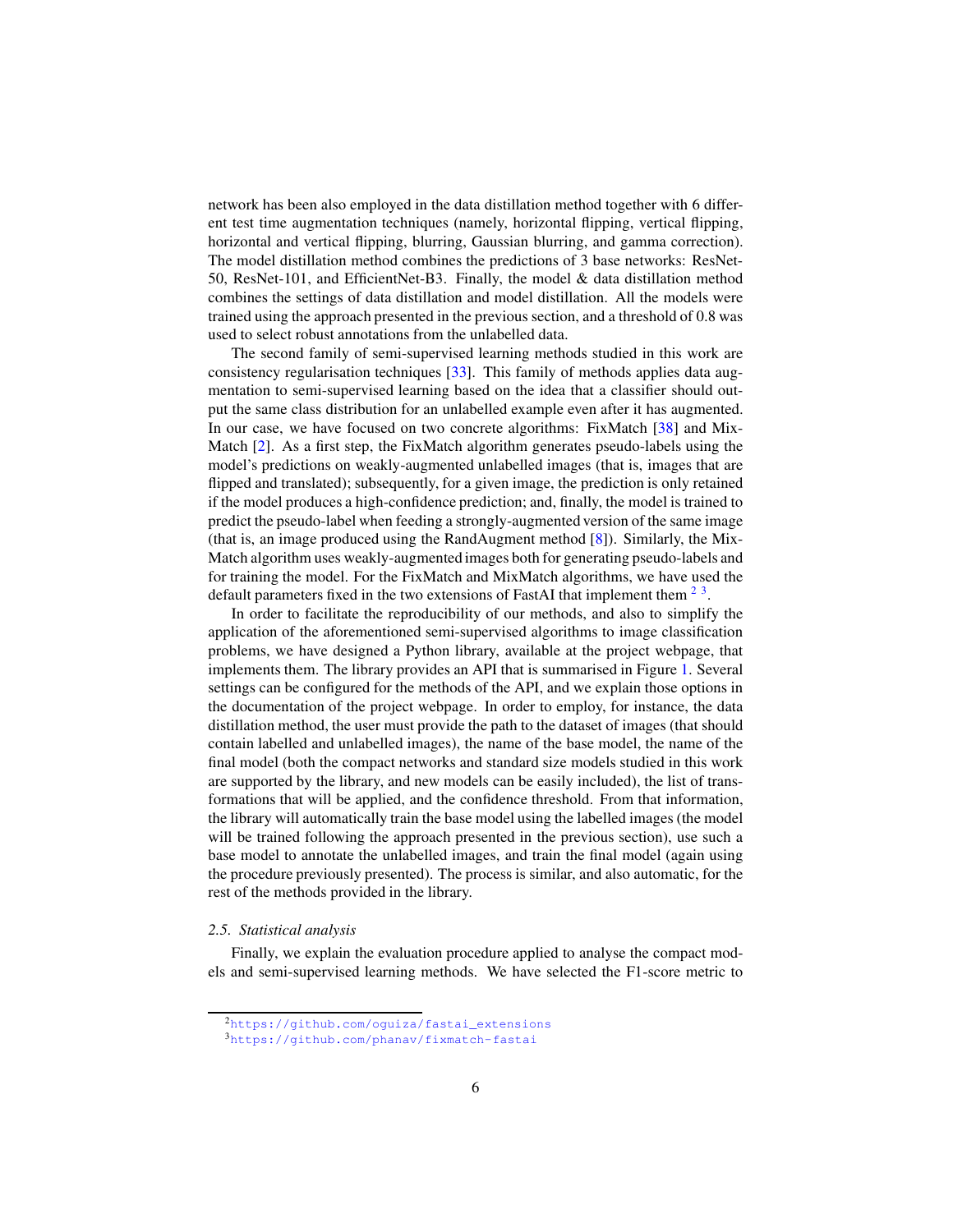network has been also employed in the data distillation method together with 6 different test time augmentation techniques (namely, horizontal flipping, vertical flipping, horizontal and vertical flipping, blurring, Gaussian blurring, and gamma correction). The model distillation method combines the predictions of 3 base networks: ResNet-50, ResNet-101, and EfficientNet-B3. Finally, the model & data distillation method combines the settings of data distillation and model distillation. All the models were trained using the approach presented in the previous section, and a threshold of 0.8 was used to select robust annotations from the unlabelled data.

The second family of semi-supervised learning methods studied in this work are consistency regularisation techniques [33]. This family of methods applies data augmentation to semi-supervised learning based on the idea that a classifier should output the same class distribution for an unlabelled example even after it has augmented. In our case, we have focused on two concrete algorithms: FixMatch [38] and MixMatch [2]. As a first step, the FixMatch algorithm generates pseudo-labels using the model's predictions on weakly-augmented unlabelled images (that is, images that are flipped and translated); subsequently, for a given image, the prediction is only retained if the model produces a high-confidence prediction; and, finally, the model is trained to predict the pseudo-label when feeding a strongly-augmented version of the same image (that is, an image produced using the RandAugment method [8]). Similarly, the MixMatch algorithm uses weakly-augmented images both for generating pseudo-labels and for training the model. For the FixMatch and MixMatch algorithms, we have used the default parameters fixed in the two extensions of FastAI that implement them [2] [3].

In order to facilitate the reproducibility of our methods, and also to simplify the application of the aforementioned semi-supervised algorithms to image classification problems, we have designed a Python library, available at the project webpage, that implements them. The library provides an API that is summarised in Figure 1. Several settings can be configured for the methods of the API, and we explain those options in the documentation of the project webpage. In order to employ, for instance, the data distillation method, the user must provide the path to the dataset of images (that should contain labelled and unlabelled images), the name of the base model, the name of the final model (both the compact networks and standard size models studied in this work are supported by the library, and new models can be easily included), the list of transformations that will be applied, and the confidence threshold. From that information, the library will automatically train the base model using the labelled images (the model will be trained following the approach presented in the previous section), use such a base model to annotate the unlabelled images, and train the final model (again using the procedure previously presented). The process is similar, and also automatic, for the rest of the methods provided in the library.

### *2.5. Statistical analysis*

Finally, we explain the evaluation procedure applied to analyse the compact models and semi-supervised learning methods. We have selected the F1-score metric to

---

[2] https://github.com/oguiza/fastai_extensions

[3] https://github.com/phanav/fixmatch-fastai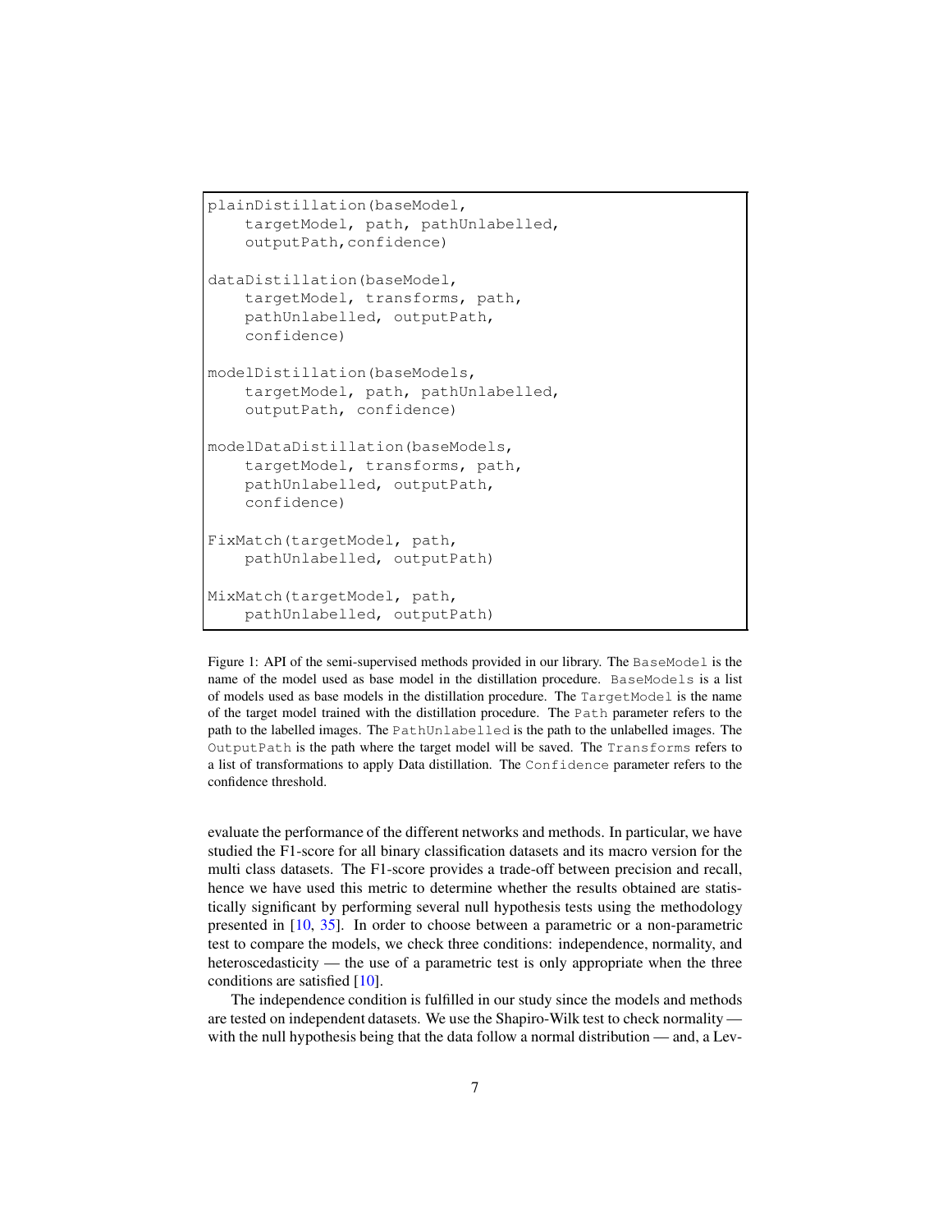```
plainDistillation(baseModel,
    targetModel, path, pathUnlabelled,
    outputPath,confidence)

dataDistillation(baseModel,
    targetModel, transforms, path,
    pathUnlabelled, outputPath,
    confidence)

modelDistillation(baseModels,
    targetModel, path, pathUnlabelled,
    outputPath, confidence)

modelDataDistillation(baseModels,
    targetModel, transforms, path,
    pathUnlabelled, outputPath,
    confidence)

FixMatch(targetModel, path,
    pathUnlabelled, outputPath)

MixMatch(targetModel, path,
    pathUnlabelled, outputPath)
```

Figure 1: API of the semi-supervised methods provided in our library. The `BaseModel` is the name of the model used as base model in the distillation procedure. `BaseModels` is a list of models used as base models in the distillation procedure. The `TargetModel` is the name of the target model trained with the distillation procedure. The `Path` parameter refers to the path to the labelled images. The `PathUnlabelled` is the path to the unlabelled images. The `OutputPath` is the path where the target model will be saved. The `Transforms` refers to a list of transformations to apply Data distillation. The `Confidence` parameter refers to the confidence threshold.

evaluate the performance of the different networks and methods. In particular, we have studied the F1-score for all binary classification datasets and its macro version for the multi class datasets. The F1-score provides a trade-off between precision and recall, hence we have used this metric to determine whether the results obtained are statistically significant by performing several null hypothesis tests using the methodology presented in [10, 35]. In order to choose between a parametric or a non-parametric test to compare the models, we check three conditions: independence, normality, and heteroscedasticity — the use of a parametric test is only appropriate when the three conditions are satisfied [10].

The independence condition is fulfilled in our study since the models and methods are tested on independent datasets. We use the Shapiro-Wilk test to check normality — with the null hypothesis being that the data follow a normal distribution — and, a Lev-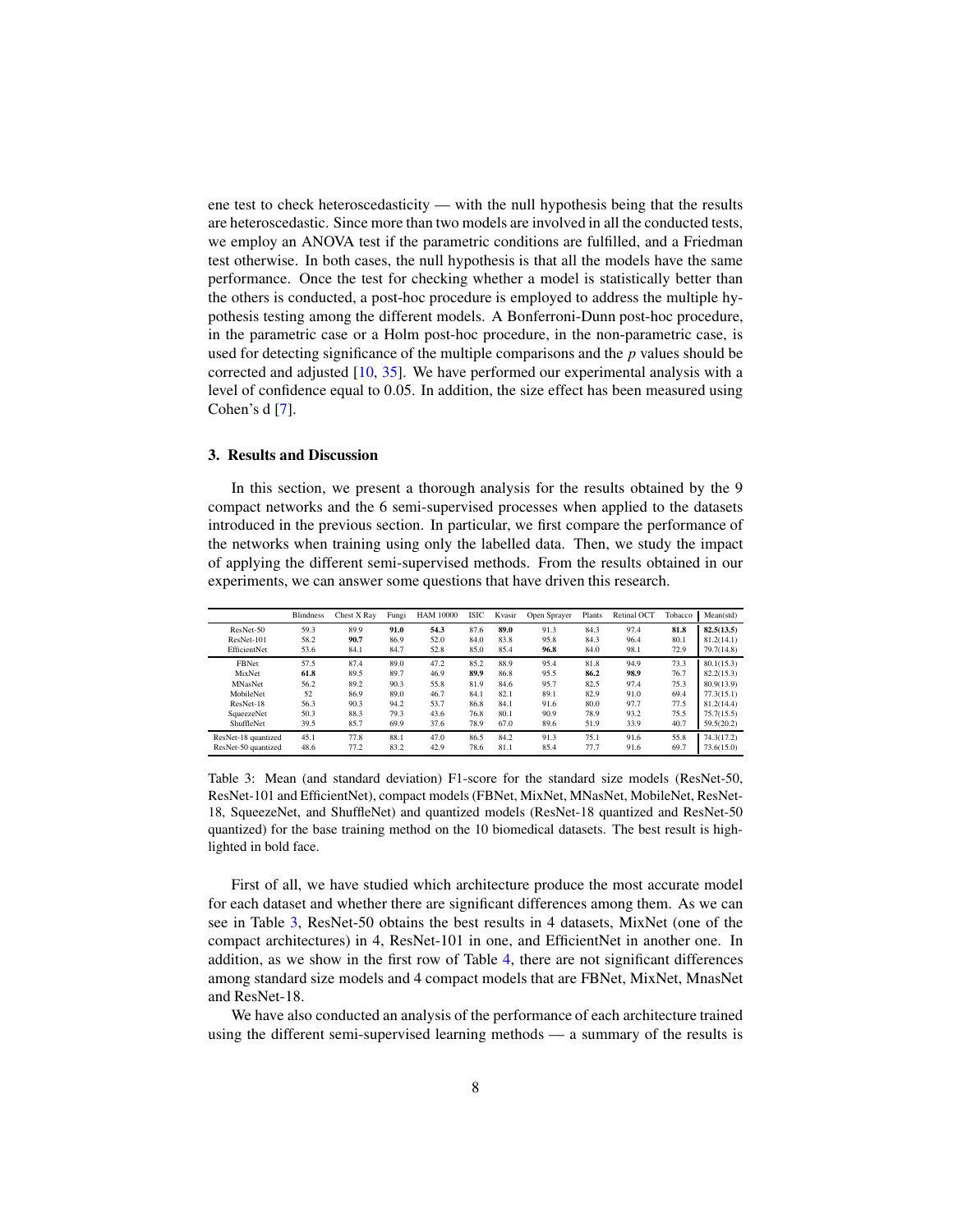ene test to check heteroscedasticity — with the null hypothesis being that the results are heteroscedastic. Since more than two models are involved in all the conducted tests, we employ an ANOVA test if the parametric conditions are fulfilled, and a Friedman test otherwise. In both cases, the null hypothesis is that all the models have the same performance. Once the test for checking whether a model is statistically better than the others is conducted, a post-hoc procedure is employed to address the multiple hypothesis testing among the different models. A Bonferroni-Dunn post-hoc procedure, in the parametric case or a Holm post-hoc procedure, in the non-parametric case, is used for detecting significance of the multiple comparisons and the $p$ values should be corrected and adjusted [10, 35]. We have performed our experimental analysis with a level of confidence equal to 0.05. In addition, the size effect has been measured using Cohen's d [7].

## 3. Results and Discussion

In this section, we present a thorough analysis for the results obtained by the 9 compact networks and the 6 semi-supervised processes when applied to the datasets introduced in the previous section. In particular, we first compare the performance of the networks when training using only the labelled data. Then, we study the impact of applying the different semi-supervised methods. From the results obtained in our experiments, we can answer some questions that have driven this research.

| | Blindness | Chest X Ray | Fungi | HAM 10000 | ISIC | Kvasir | Open Sprayer | Plants | Retinal OCT | Tobacco | Mean(std) |
|---|---|---|---|---|---|---|---|---|---|---|---|
| ResNet-50 | 59.3 | 89.9 | **91.0** | **54.3** | 87.6 | **89.0** | 91.3 | 84.3 | 97.4 | **81.8** | **82.5(13.5)** |
| ResNet-101 | 58.2 | **90.7** | 86.9 | 52.0 | 84.0 | 83.8 | 95.8 | 84.3 | 96.4 | 80.1 | 81.2(14.1) |
| EfficientNet | 53.6 | 84.1 | 84.7 | 52.8 | 85.0 | 85.4 | **96.8** | 84.0 | 98.1 | 72.9 | 79.7(14.8) |
| FBNet | 57.5 | 87.4 | 89.0 | 47.2 | 85.2 | 88.9 | 95.4 | 81.8 | 94.9 | 73.3 | 80.1(15.3) |
| MixNet | **61.8** | 89.5 | 89.7 | 46.9 | **89.9** | 86.8 | 95.5 | **86.2** | **98.9** | 76.7 | 82.2(15.3) |
| MNasNet | 56.2 | 89.2 | 90.3 | 55.8 | 81.9 | 84.6 | 95.7 | 82.5 | 97.4 | 75.3 | 80.9(13.9) |
| MobileNet | 52 | 86.9 | 89.0 | 46.7 | 84.1 | 82.1 | 89.1 | 82.9 | 91.0 | 69.4 | 77.3(15.1) |
| ResNet-18 | 56.3 | 90.3 | 94.2 | 53.7 | 86.8 | 84.1 | 91.6 | 80.0 | 97.7 | 77.5 | 81.2(14.4) |
| SqueezeNet | 50.3 | 88.3 | 79.3 | 43.6 | 76.8 | 80.1 | 90.9 | 78.9 | 93.2 | 75.5 | 75.7(15.5) |
| ShuffleNet | 39.5 | 85.7 | 69.9 | 37.6 | 78.9 | 67.0 | 89.6 | 51.9 | 33.9 | 40.7 | 59.5(20.2) |
| ResNet-18 quantized | 45.1 | 77.8 | 88.1 | 47.0 | 86.5 | 84.2 | 91.3 | 75.1 | 91.6 | 55.8 | 74.3(17.2) |
| ResNet-50 quantized | 48.6 | 77.2 | 83.2 | 42.9 | 78.6 | 81.1 | 85.4 | 77.7 | 91.6 | 69.7 | 73.6(15.0) |

Table 3: Mean (and standard deviation) F1-score for the standard size models (ResNet-50, ResNet-101 and EfficientNet), compact models (FBNet, MixNet, MNasNet, MobileNet, ResNet-18, SqueezeNet, and ShuffleNet) and quantized models (ResNet-18 quantized and ResNet-50 quantized) for the base training method on the 10 biomedical datasets. The best result is highlighted in bold face.

First of all, we have studied which architecture produce the most accurate model for each dataset and whether there are significant differences among them. As we can see in Table 3, ResNet-50 obtains the best results in 4 datasets, MixNet (one of the compact architectures) in 4, ResNet-101 in one, and EfficientNet in another one. In addition, as we show in the first row of Table 4, there are not significant differences among standard size models and 4 compact models that are FBNet, MixNet, MnasNet and ResNet-18.

We have also conducted an analysis of the performance of each architecture trained using the different semi-supervised learning methods — a summary of the results is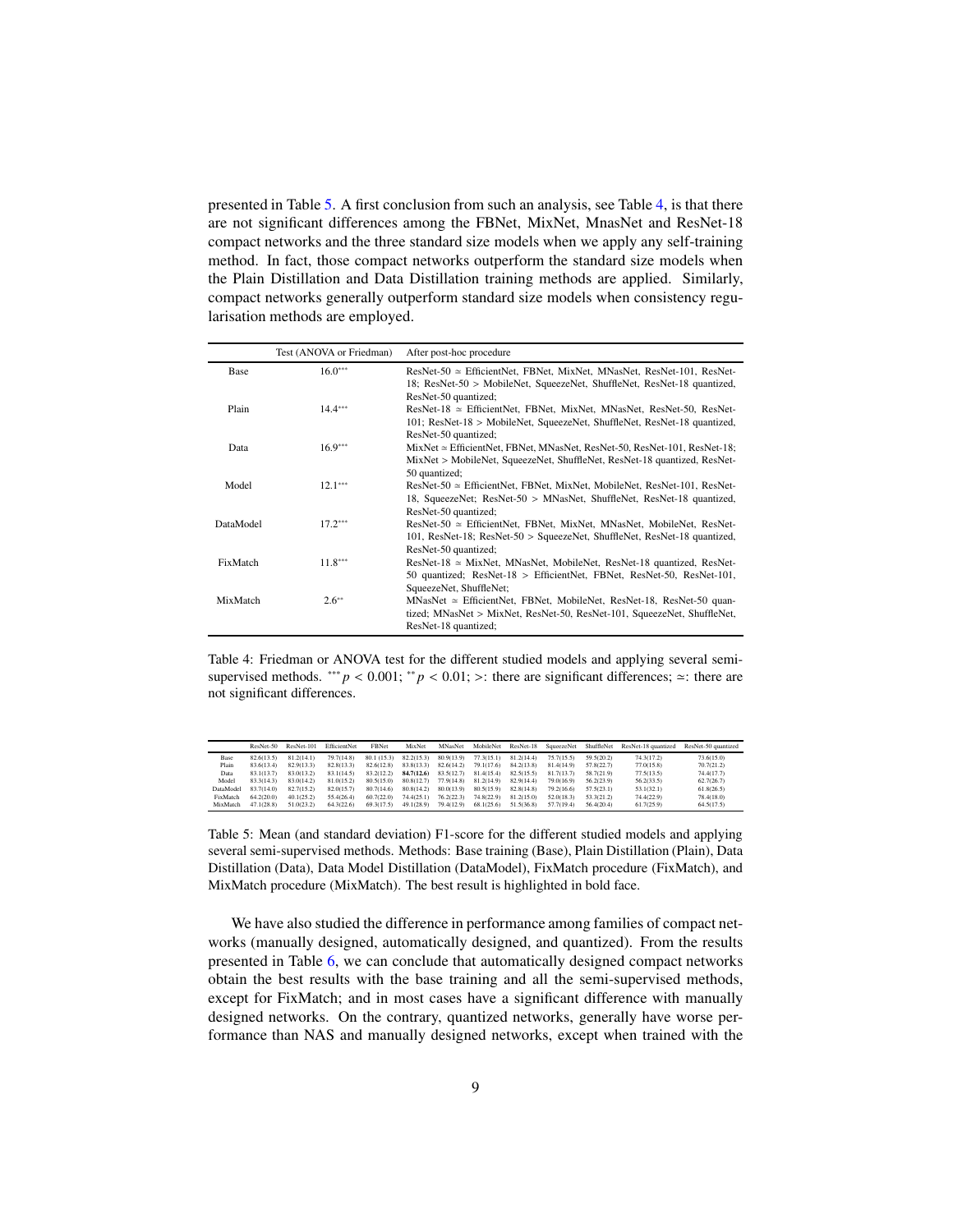presented in Table 5. A first conclusion from such an analysis, see Table 4, is that there are not significant differences among the FBNet, MixNet, MnasNet and ResNet-18 compact networks and the three standard size models when we apply any self-training method. In fact, those compact networks outperform the standard size models when the Plain Distillation and Data Distillation training methods are applied. Similarly, compact networks generally outperform standard size models when consistency regularisation methods are employed.

| | Test (ANOVA or Friedman) | After post-hoc procedure |
|---|---|---|
| Base | $16.0^{***}$ | ResNet-50 ≃ EfficientNet, FBNet, MixNet, MNasNet, ResNet-101, ResNet-18; ResNet-50 > MobileNet, SqueezeNet, ShuffleNet, ResNet-18 quantized, ResNet-50 quantized; |
| Plain | $14.4^{***}$ | ResNet-18 ≃ EfficientNet, FBNet, MixNet, MNasNet, ResNet-50, ResNet-101; ResNet-18 > MobileNet, SqueezeNet, ShuffleNet, ResNet-18 quantized, ResNet-50 quantized; |
| Data | $16.9^{***}$ | MixNet ≃ EfficientNet, FBNet, MNasNet, ResNet-50, ResNet-101, ResNet-18; MixNet > MobileNet, SqueezeNet, ShuffleNet, ResNet-18 quantized, ResNet-50 quantized; |
| Model | $12.1^{***}$ | ResNet-50 ≃ EfficientNet, FBNet, MixNet, MobileNet, ResNet-101, ResNet-18, SqueezeNet; ResNet-50 > MNasNet, ShuffleNet, ResNet-18 quantized, ResNet-50 quantized; |
| DataModel | $17.2^{***}$ | ResNet-50 ≃ EfficientNet, FBNet, MixNet, MNasNet, MobileNet, ResNet-101, ResNet-18; ResNet-50 > SqueezeNet, ShuffleNet, ResNet-18 quantized, ResNet-50 quantized; |
| FixMatch | $11.8^{***}$ | ResNet-18 ≃ MixNet, MNasNet, MobileNet, ResNet-18 quantized, ResNet-50 quantized; ResNet-18 > EfficientNet, FBNet, ResNet-50, ResNet-101, SqueezeNet, ShuffleNet; |
| MixMatch | $2.6^{**}$ | MNasNet ≃ EfficientNet, FBNet, MobileNet, ResNet-18, ResNet-50 quantized; MNasNet > MixNet, ResNet-50, ResNet-101, SqueezeNet, ShuffleNet, ResNet-18 quantized; |

Table 4: Friedman or ANOVA test for the different studied models and applying several semi-supervised methods. $^{***}p < 0.001$; $^{**}p < 0.01$; >: there are significant differences; ≃: there are not significant differences.

| | ResNet-50 | ResNet-101 | EfficientNet | FBNet | MixNet | MNasNet | MobileNet | ResNet-18 | SqueezeNet | ShuffleNet | ResNet-18 quantized | ResNet-50 quantized |
|---|---|---|---|---|---|---|---|---|---|---|---|---|
| Base | 82.6(13.5) | 81.2(14.1) | 79.7(14.8) | 80.1 (15.3) | 82.2(15.3) | 80.9(13.9) | 77.3(15.1) | 81.2(14.4) | 75.7(15.5) | 59.5(20.2) | 74.3(17.2) | 73.6(15.0) |
| Plain | 83.6(13.4) | 82.9(13.3) | 82.8(13.3) | 82.6(12.8) | 83.8(13.3) | 82.6(14.2) | 79.1(17.6) | 84.2(13.8) | 81.4(14.9) | 57.8(22.7) | 77.0(15.8) | 70.7(21.2) |
| Data | 83.1(13.7) | 83.0(13.2) | 83.1(14.5) | 83.2(12.2) | **84.7(12.6)** | 83.5(12.7) | 81.4(15.4) | 82.5(15.5) | 81.7(13.7) | 58.7(21.9) | 77.5(13.5) | 74.4(17.7) |
| Model | 83.3(14.3) | 83.0(14.2) | 81.0(15.2) | 80.5(15.0) | 80.8(12.7) | 77.9(14.8) | 81.2(14.9) | 82.9(14.4) | 79.0(16.9) | 56.2(23.9) | 56.2(33.5) | 62.7(26.7) |
| DataModel | 83.7(14.0) | 82.7(15.2) | 82.0(15.7) | 80.7(14.6) | 80.8(14.2) | 80.0(13.9) | 80.5(15.9) | 82.8(14.8) | 79.2(16.6) | 57.5(23.1) | 53.1(32.1) | 61.8(26.5) |
| FixMatch | 64.2(20.0) | 40.1(25.2) | 55.4(26.4) | 60.7(22.0) | 74.4(25.1) | 76.2(22.3) | 74.8(22.9) | 81.2(15.0) | 52.0(18.3) | 53.3(21.2) | 74.4(22.9) | 78.4(18.0) |
| MixMatch | 47.1(28.8) | 51.0(23.2) | 64.3(22.6) | 69.3(17.5) | 49.1(28.9) | 79.4(12.9) | 68.1(25.6) | 51.5(36.8) | 57.7(19.4) | 56.4(20.4) | 61.7(25.9) | 64.5(17.5) |

Table 5: Mean (and standard deviation) F1-score for the different studied models and applying several semi-supervised methods. Methods: Base training (Base), Plain Distillation (Plain), Data Distillation (Data), Data Model Distillation (DataModel), FixMatch procedure (FixMatch), and MixMatch procedure (MixMatch). The best result is highlighted in bold face.

We have also studied the difference in performance among families of compact networks (manually designed, automatically designed, and quantized). From the results presented in Table 6, we can conclude that automatically designed compact networks obtain the best results with the base training and all the semi-supervised methods, except for FixMatch; and in most cases have a significant difference with manually designed networks. On the contrary, quantized networks, generally have worse performance than NAS and manually designed networks, except when trained with the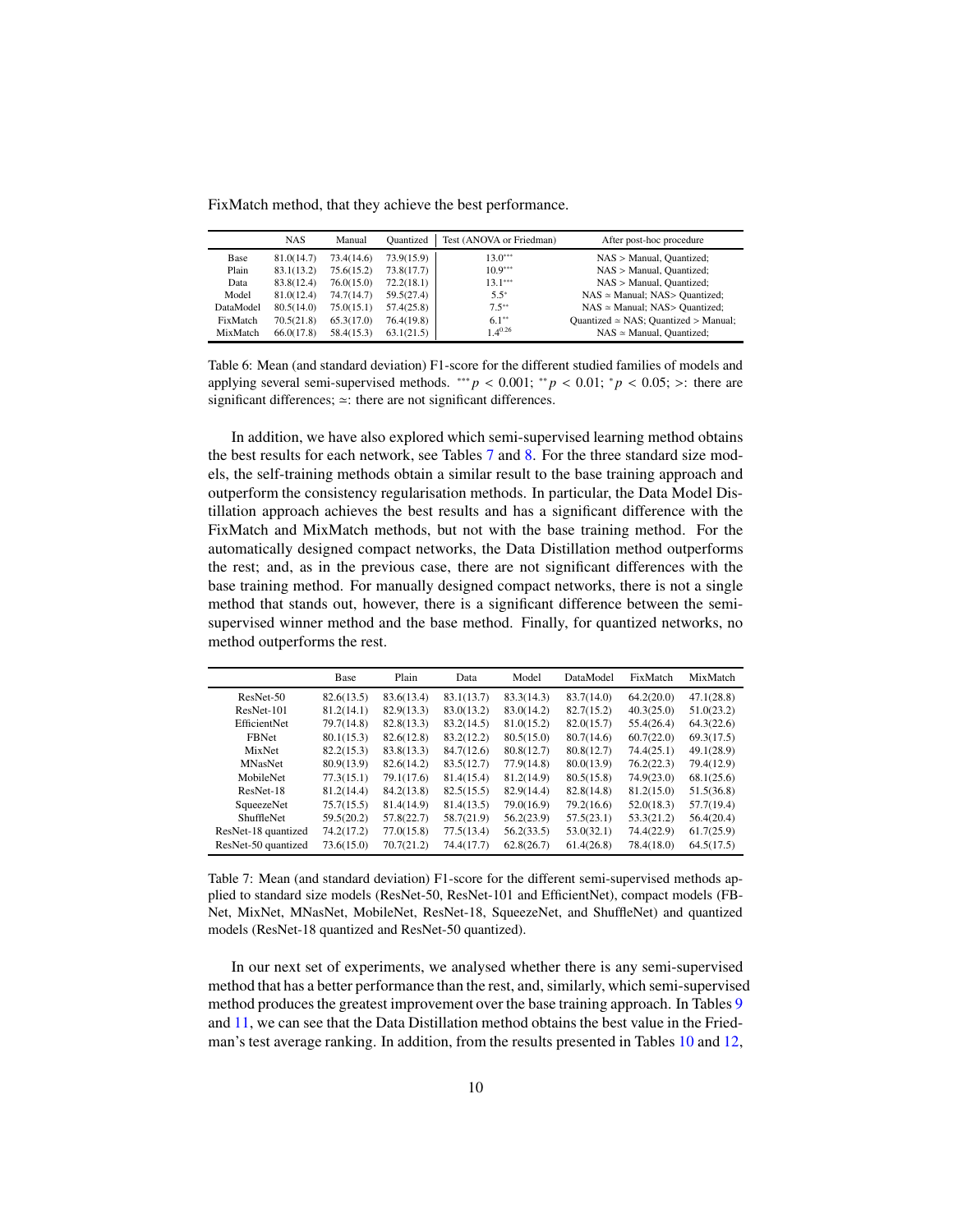FixMatch method, that they achieve the best performance.

| | NAS | Manual | Quantized | Test (ANOVA or Friedman) | After post-hoc procedure |
|---|---|---|---|---|---|
| Base | 81.0(14.7) | 73.4(14.6) | 73.9(15.9) | $13.0^{***}$ | NAS > Manual, Quantized; |
| Plain | 83.1(13.2) | 75.6(15.2) | 73.8(17.7) | $10.9^{***}$ | NAS > Manual, Quantized; |
| Data | 83.8(12.4) | 76.0(15.0) | 72.2(18.1) | $13.1^{***}$ | NAS > Manual, Quantized; |
| Model | 81.0(12.4) | 74.7(14.7) | 59.5(27.4) | $5.5^{*}$ | NAS ≃ Manual; NAS> Quantized; |
| DataModel | 80.5(14.0) | 75.0(15.1) | 57.4(25.8) | $7.5^{**}$ | NAS ≃ Manual; NAS> Quantized; |
| FixMatch | 70.5(21.8) | 65.3(17.0) | 76.4(19.8) | $6.1^{**}$ | Quantized ≃ NAS; Quantized > Manual; |
| MixMatch | 66.0(17.8) | 58.4(15.3) | 63.1(21.5) | $1.4^{0.26}$ | NAS ≃ Manual, Quantized; |

Table 6: Mean (and standard deviation) F1-score for the different studied families of models and applying several semi-supervised methods. $^{***}p < 0.001$; $^{**}p < 0.01$; $^{*}p < 0.05$; >: there are significant differences; ≃: there are not significant differences.

In addition, we have also explored which semi-supervised learning method obtains the best results for each network, see Tables 7 and 8. For the three standard size models, the self-training methods obtain a similar result to the base training approach and outperform the consistency regularisation methods. In particular, the Data Model Distillation approach achieves the best results and has a significant difference with the FixMatch and MixMatch methods, but not with the base training method. For the automatically designed compact networks, the Data Distillation method outperforms the rest; and, as in the previous case, there are not significant differences with the base training method. For manually designed compact networks, there is not a single method that stands out, however, there is a significant difference between the semi-supervised winner method and the base method. Finally, for quantized networks, no method outperforms the rest.

| | Base | Plain | Data | Model | DataModel | FixMatch | MixMatch |
|---|---|---|---|---|---|---|---|
| ResNet-50 | 82.6(13.5) | 83.6(13.4) | 83.1(13.7) | 83.3(14.3) | 83.7(14.0) | 64.2(20.0) | 47.1(28.8) |
| ResNet-101 | 81.2(14.1) | 82.9(13.3) | 83.0(13.2) | 83.0(14.2) | 82.7(15.2) | 40.3(25.0) | 51.0(23.2) |
| EfficientNet | 79.7(14.8) | 82.8(13.3) | 83.2(14.5) | 81.0(15.2) | 82.0(15.7) | 55.4(26.4) | 64.3(22.6) |
| FBNet | 80.1(15.3) | 82.6(12.8) | 83.2(12.2) | 80.5(15.0) | 80.7(14.6) | 60.7(22.0) | 69.3(17.5) |
| MixNet | 82.2(15.3) | 83.8(13.3) | 84.7(12.6) | 80.8(12.7) | 80.8(12.7) | 74.4(25.1) | 49.1(28.9) |
| MNasNet | 80.9(13.9) | 82.6(14.2) | 83.5(12.7) | 77.9(14.8) | 80.0(13.9) | 76.2(22.3) | 79.4(12.9) |
| MobileNet | 77.3(15.1) | 79.1(17.6) | 81.4(15.4) | 81.2(14.9) | 80.5(15.8) | 74.9(23.0) | 68.1(25.6) |
| ResNet-18 | 81.2(14.4) | 84.2(13.8) | 82.5(15.5) | 82.9(14.4) | 82.8(14.8) | 81.2(15.0) | 51.5(36.8) |
| SqueezeNet | 75.7(15.5) | 81.4(14.9) | 81.4(13.5) | 79.0(16.9) | 79.2(16.6) | 52.0(18.3) | 57.7(19.4) |
| ShuffleNet | 59.5(20.2) | 57.8(22.7) | 58.7(21.9) | 56.2(23.9) | 57.5(23.1) | 53.3(21.2) | 56.4(20.4) |
| ResNet-18 quantized | 74.2(17.2) | 77.0(15.8) | 77.5(13.4) | 56.2(33.5) | 53.0(32.1) | 74.4(22.9) | 61.7(25.9) |
| ResNet-50 quantized | 73.6(15.0) | 70.7(21.2) | 74.4(17.7) | 62.8(26.7) | 61.4(26.8) | 78.4(18.0) | 64.5(17.5) |

Table 7: Mean (and standard deviation) F1-score for the different semi-supervised methods applied to standard size models (ResNet-50, ResNet-101 and EfficientNet), compact models (FBNet, MixNet, MNasNet, MobileNet, ResNet-18, SqueezeNet, and ShuffleNet) and quantized models (ResNet-18 quantized and ResNet-50 quantized).

In our next set of experiments, we analysed whether there is any semi-supervised method that has a better performance than the rest, and, similarly, which semi-supervised method produces the greatest improvement over the base training approach. In Tables 9 and 11, we can see that the Data Distillation method obtains the best value in the Friedman's test average ranking. In addition, from the results presented in Tables 10 and 12,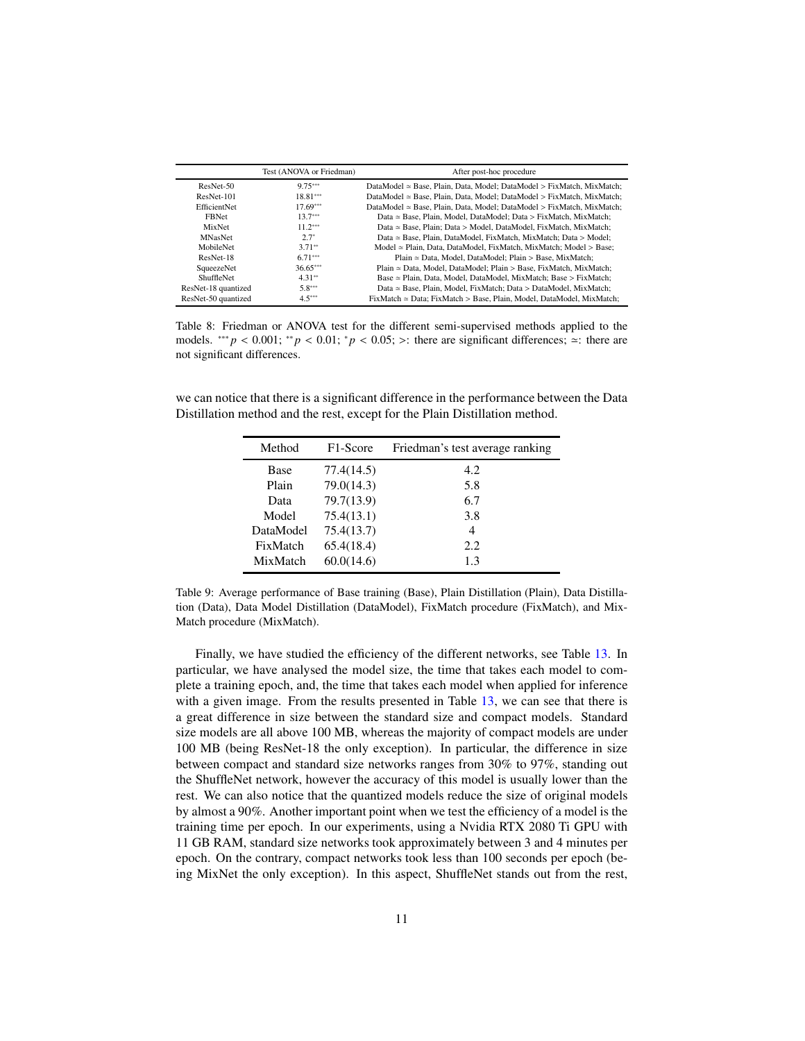| | Test (ANOVA or Friedman) | After post-hoc procedure |
|---|---|---|
| ResNet-50 | $9.75^{***}$ | DataModel ≃ Base, Plain, Data, Model; DataModel > FixMatch, MixMatch; |
| ResNet-101 | $18.81^{***}$ | DataModel ≃ Base, Plain, Data, Model; DataModel > FixMatch, MixMatch; |
| EfficientNet | $17.69^{***}$ | DataModel ≃ Base, Plain, Data, Model; DataModel > FixMatch, MixMatch; |
| FBNet | $13.7^{***}$ | Data ≃ Base, Plain, Model, DataModel; Data > FixMatch, MixMatch; |
| MixNet | $11.2^{***}$ | Data ≃ Base, Plain; Data > Model, DataModel, FixMatch, MixMatch; |
| MNasNet | $2.7^{*}$ | Data ≃ Base, Plain, DataModel, FixMatch, MixMatch; Data > Model; |
| MobileNet | $3.71^{**}$ | Model ≃ Plain, Data, DataModel, FixMatch, MixMatch; Model > Base; |
| ResNet-18 | $6.71^{***}$ | Plain ≃ Data, Model, DataModel; Plain > Base, MixMatch; |
| SqueezeNet | $36.65^{***}$ | Plain ≃ Data, Model, DataModel; Plain > Base, FixMatch, MixMatch; |
| ShuffleNet | $4.31^{**}$ | Base ≃ Plain, Data, Model, DataModel, MixMatch; Base > FixMatch; |
| ResNet-18 quantized | $5.8^{***}$ | Data ≃ Base, Plain, Model, FixMatch; Data > DataModel, MixMatch; |
| ResNet-50 quantized | $4.5^{***}$ | FixMatch ≃ Data; FixMatch > Base, Plain, Model, DataModel, MixMatch; |

Table 8: Friedman or ANOVA test for the different semi-supervised methods applied to the models. $^{***}p < 0.001$; $^{**}p < 0.01$; $^{*}p < 0.05$; >: there are significant differences; ≃: there are not significant differences.

we can notice that there is a significant difference in the performance between the Data Distillation method and the rest, except for the Plain Distillation method.

| Method | F1-Score | Friedman's test average ranking |
|---|---|---|
| Base | 77.4(14.5) | 4.2 |
| Plain | 79.0(14.3) | 5.8 |
| Data | 79.7(13.9) | 6.7 |
| Model | 75.4(13.1) | 3.8 |
| DataModel | 75.4(13.7) | 4 |
| FixMatch | 65.4(18.4) | 2.2 |
| MixMatch | 60.0(14.6) | 1.3 |

Table 9: Average performance of Base training (Base), Plain Distillation (Plain), Data Distillation (Data), Data Model Distillation (DataModel), FixMatch procedure (FixMatch), and MixMatch procedure (MixMatch).

Finally, we have studied the efficiency of the different networks, see Table 13. In particular, we have analysed the model size, the time that takes each model to complete a training epoch, and, the time that takes each model when applied for inference with a given image. From the results presented in Table 13, we can see that there is a great difference in size between the standard size and compact models. Standard size models are all above 100 MB, whereas the majority of compact models are under 100 MB (being ResNet-18 the only exception). In particular, the difference in size between compact and standard size networks ranges from 30% to 97%, standing out the ShuffleNet network, however the accuracy of this model is usually lower than the rest. We can also notice that the quantized models reduce the size of original models by almost a 90%. Another important point when we test the efficiency of a model is the training time per epoch. In our experiments, using a Nvidia RTX 2080 Ti GPU with 11 GB RAM, standard size networks took approximately between 3 and 4 minutes per epoch. On the contrary, compact networks took less than 100 seconds per epoch (being MixNet the only exception). In this aspect, ShuffleNet stands out from the rest,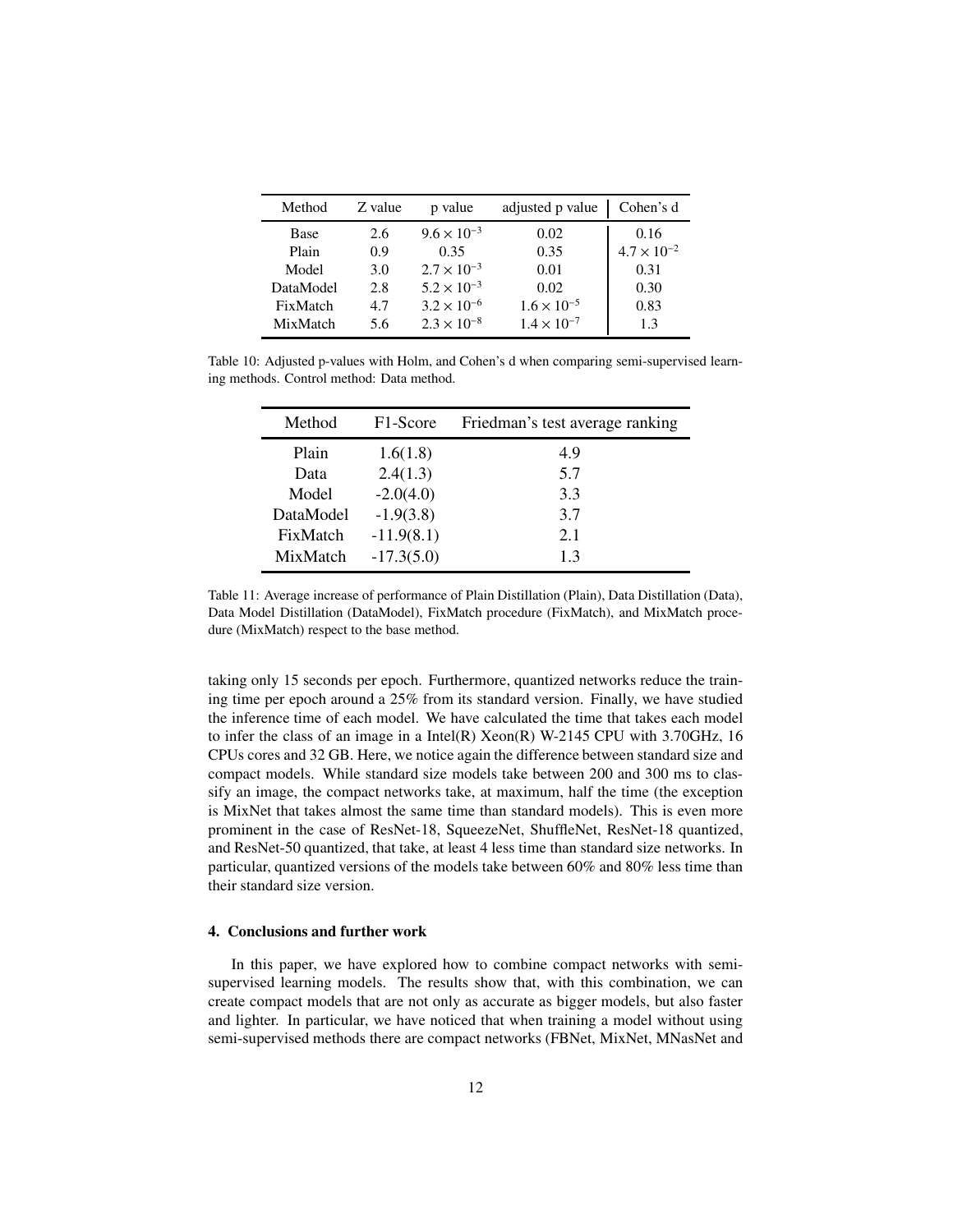| Method | Z value | p value | adjusted p value | Cohen's d |
|---|---|---|---|---|
| Base | 2.6 | $9.6 \times 10^{-3}$ | 0.02 | 0.16 |
| Plain | 0.9 | 0.35 | 0.35 | $4.7 \times 10^{-2}$ |
| Model | 3.0 | $2.7 \times 10^{-3}$ | 0.01 | 0.31 |
| DataModel | 2.8 | $5.2 \times 10^{-3}$ | 0.02 | 0.30 |
| FixMatch | 4.7 | $3.2 \times 10^{-6}$ | $1.6 \times 10^{-5}$ | 0.83 |
| MixMatch | 5.6 | $2.3 \times 10^{-8}$ | $1.4 \times 10^{-7}$ | 1.3 |

Table 10: Adjusted p-values with Holm, and Cohen's d when comparing semi-supervised learning methods. Control method: Data method.

| Method | F1-Score | Friedman's test average ranking |
|---|---|---|
| Plain | 1.6(1.8) | 4.9 |
| Data | 2.4(1.3) | 5.7 |
| Model | -2.0(4.0) | 3.3 |
| DataModel | -1.9(3.8) | 3.7 |
| FixMatch | -11.9(8.1) | 2.1 |
| MixMatch | -17.3(5.0) | 1.3 |

Table 11: Average increase of performance of Plain Distillation (Plain), Data Distillation (Data), Data Model Distillation (DataModel), FixMatch procedure (FixMatch), and MixMatch procedure (MixMatch) respect to the base method.

taking only 15 seconds per epoch. Furthermore, quantized networks reduce the training time per epoch around a 25% from its standard version. Finally, we have studied the inference time of each model. We have calculated the time that takes each model to infer the class of an image in a Intel(R) Xeon(R) W-2145 CPU with 3.70GHz, 16 CPUs cores and 32 GB. Here, we notice again the difference between standard size and compact models. While standard size models take between 200 and 300 ms to classify an image, the compact networks take, at maximum, half the time (the exception is MixNet that takes almost the same time than standard models). This is even more prominent in the case of ResNet-18, SqueezeNet, ShuffleNet, ResNet-18 quantized, and ResNet-50 quantized, that take, at least 4 less time than standard size networks. In particular, quantized versions of the models take between 60% and 80% less time than their standard size version.

## 4. Conclusions and further work

In this paper, we have explored how to combine compact networks with semi-supervised learning models. The results show that, with this combination, we can create compact models that are not only as accurate as bigger models, but also faster and lighter. In particular, we have noticed that when training a model without using semi-supervised methods there are compact networks (FBNet, MixNet, MNasNet and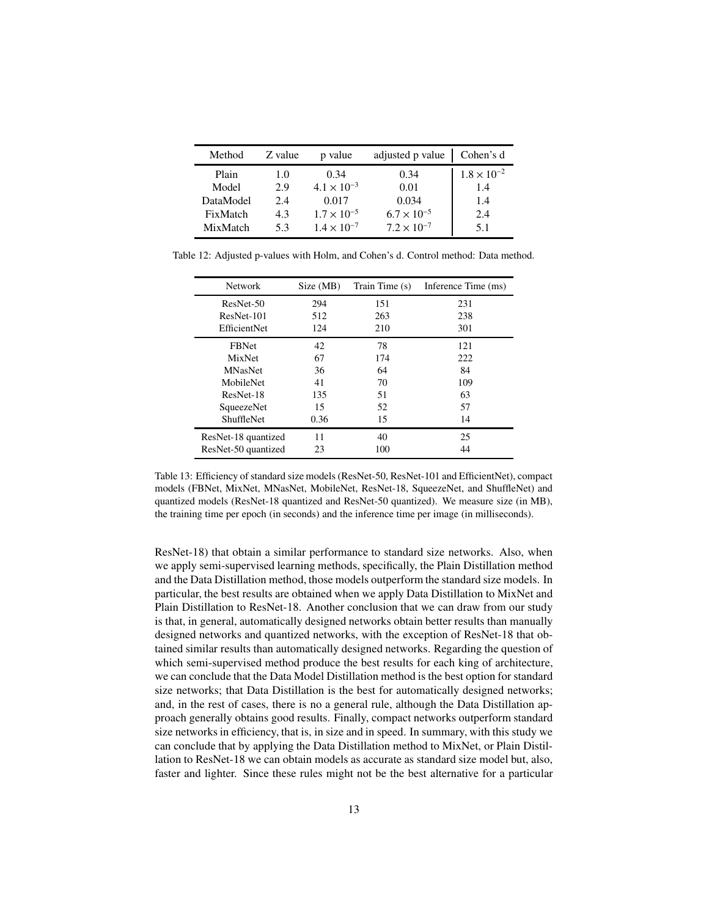| Method | Z value | p value | adjusted p value | Cohen's d |
|---|---|---|---|---|
| Plain | 1.0 | 0.34 | 0.34 | $1.8 \times 10^{-2}$ |
| Model | 2.9 | $4.1 \times 10^{-3}$ | 0.01 | 1.4 |
| DataModel | 2.4 | 0.017 | 0.034 | 1.4 |
| FixMatch | 4.3 | $1.7 \times 10^{-5}$ | $6.7 \times 10^{-5}$ | 2.4 |
| MixMatch | 5.3 | $1.4 \times 10^{-7}$ | $7.2 \times 10^{-7}$ | 5.1 |

Table 12: Adjusted p-values with Holm, and Cohen's d. Control method: Data method.

| Network | Size (MB) | Train Time (s) | Inference Time (ms) |
|---|---|---|---|
| ResNet-50 | 294 | 151 | 231 |
| ResNet-101 | 512 | 263 | 238 |
| EfficientNet | 124 | 210 | 301 |
| FBNet | 42 | 78 | 121 |
| MixNet | 67 | 174 | 222 |
| MNasNet | 36 | 64 | 84 |
| MobileNet | 41 | 70 | 109 |
| ResNet-18 | 135 | 51 | 63 |
| SqueezeNet | 15 | 52 | 57 |
| ShuffleNet | 0.36 | 15 | 14 |
| ResNet-18 quantized | 11 | 40 | 25 |
| ResNet-50 quantized | 23 | 100 | 44 |

Table 13: Efficiency of standard size models (ResNet-50, ResNet-101 and EfficientNet), compact models (FBNet, MixNet, MNasNet, MobileNet, ResNet-18, SqueezeNet, and ShuffleNet) and quantized models (ResNet-18 quantized and ResNet-50 quantized). We measure size (in MB), the training time per epoch (in seconds) and the inference time per image (in milliseconds).

ResNet-18) that obtain a similar performance to standard size networks. Also, when we apply semi-supervised learning methods, specifically, the Plain Distillation method and the Data Distillation method, those models outperform the standard size models. In particular, the best results are obtained when we apply Data Distillation to MixNet and Plain Distillation to ResNet-18. Another conclusion that we can draw from our study is that, in general, automatically designed networks obtain better results than manually designed networks and quantized networks, with the exception of ResNet-18 that obtained similar results than automatically designed networks. Regarding the question of which semi-supervised method produce the best results for each king of architecture, we can conclude that the Data Model Distillation method is the best option for standard size networks; that Data Distillation is the best for automatically designed networks; and, in the rest of cases, there is no a general rule, although the Data Distillation approach generally obtains good results. Finally, compact networks outperform standard size networks in efficiency, that is, in size and in speed. In summary, with this study we can conclude that by applying the Data Distillation method to MixNet, or Plain Distillation to ResNet-18 we can obtain models as accurate as standard size model but, also, faster and lighter. Since these rules might not be the best alternative for a particular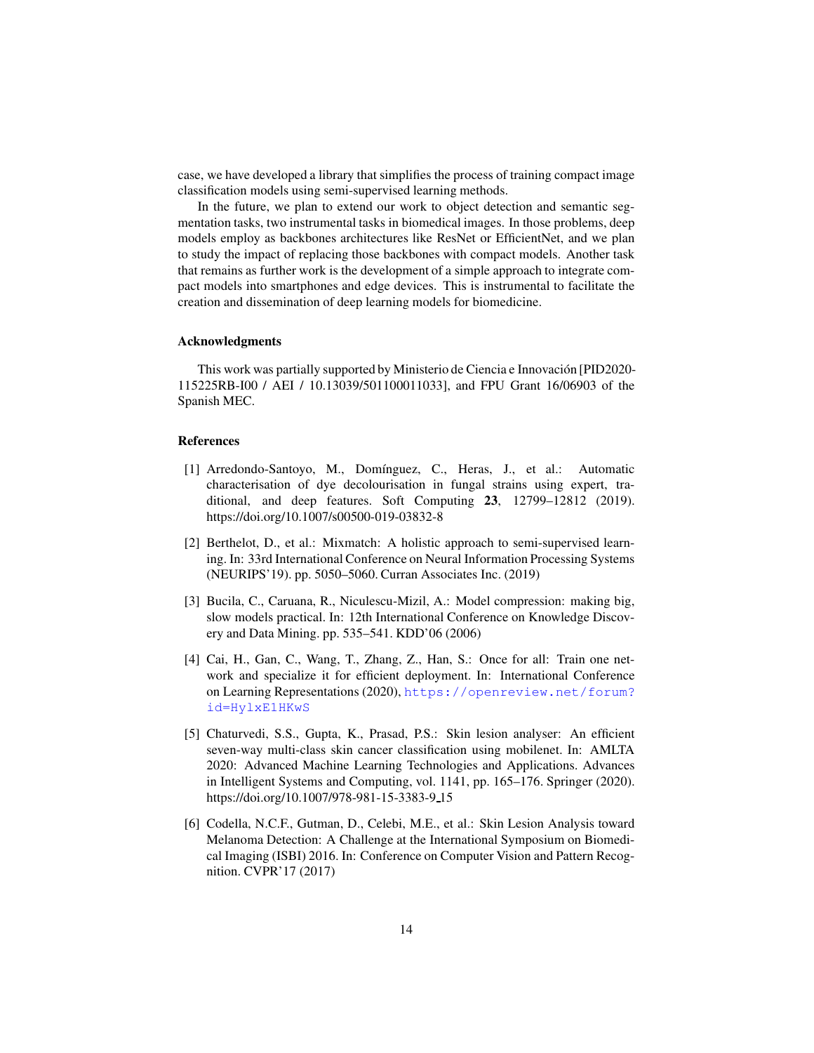case, we have developed a library that simplifies the process of training compact image classification models using semi-supervised learning methods.

In the future, we plan to extend our work to object detection and semantic segmentation tasks, two instrumental tasks in biomedical images. In those problems, deep models employ as backbones architectures like ResNet or EfficientNet, and we plan to study the impact of replacing those backbones with compact models. Another task that remains as further work is the development of a simple approach to integrate compact models into smartphones and edge devices. This is instrumental to facilitate the creation and dissemination of deep learning models for biomedicine.

### Acknowledgments

This work was partially supported by Ministerio de Ciencia e Innovación [PID2020-115225RB-I00 / AEI / 10.13039/501100011033], and FPU Grant 16/06903 of the Spanish MEC.

### References

[1] Arredondo-Santoyo, M., Domínguez, C., Heras, J., et al.: Automatic characterisation of dye decolourisation in fungal strains using expert, traditional, and deep features. Soft Computing **23**, 12799–12812 (2019). https://doi.org/10.1007/s00500-019-03832-8

[2] Berthelot, D., et al.: Mixmatch: A holistic approach to semi-supervised learning. In: 33rd International Conference on Neural Information Processing Systems (NEURIPS'19). pp. 5050–5060. Curran Associates Inc. (2019)

[3] Bucila, C., Caruana, R., Niculescu-Mizil, A.: Model compression: making big, slow models practical. In: 12th International Conference on Knowledge Discovery and Data Mining. pp. 535–541. KDD'06 (2006)

[4] Cai, H., Gan, C., Wang, T., Zhang, Z., Han, S.: Once for all: Train one network and specialize it for efficient deployment. In: International Conference on Learning Representations (2020), https://openreview.net/forum?id=HylxE1HKwS

[5] Chaturvedi, S.S., Gupta, K., Prasad, P.S.: Skin lesion analyser: An efficient seven-way multi-class skin cancer classification using mobilenet. In: AMLTA 2020: Advanced Machine Learning Technologies and Applications. Advances in Intelligent Systems and Computing, vol. 1141, pp. 165–176. Springer (2020). https://doi.org/10.1007/978-981-15-3383-9_15

[6] Codella, N.C.F., Gutman, D., Celebi, M.E., et al.: Skin Lesion Analysis toward Melanoma Detection: A Challenge at the International Symposium on Biomedical Imaging (ISBI) 2016. In: Conference on Computer Vision and Pattern Recognition. CVPR'17 (2017)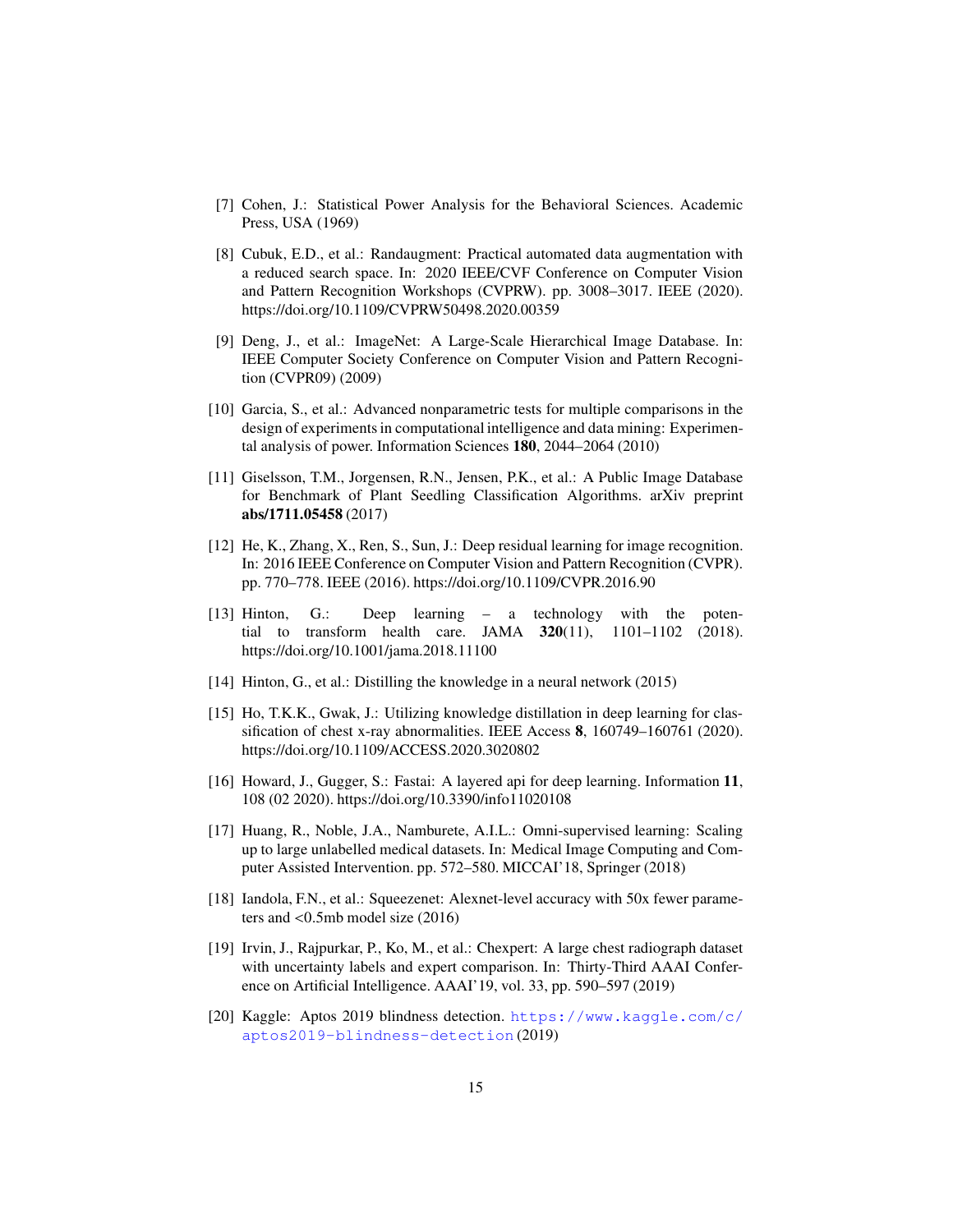[7] Cohen, J.: Statistical Power Analysis for the Behavioral Sciences. Academic Press, USA (1969)

[8] Cubuk, E.D., et al.: Randaugment: Practical automated data augmentation with a reduced search space. In: 2020 IEEE/CVF Conference on Computer Vision and Pattern Recognition Workshops (CVPRW). pp. 3008–3017. IEEE (2020). https://doi.org/10.1109/CVPRW50498.2020.00359

[9] Deng, J., et al.: ImageNet: A Large-Scale Hierarchical Image Database. In: IEEE Computer Society Conference on Computer Vision and Pattern Recognition (CVPR09) (2009)

[10] Garcia, S., et al.: Advanced nonparametric tests for multiple comparisons in the design of experiments in computational intelligence and data mining: Experimental analysis of power. Information Sciences **180**, 2044–2064 (2010)

[11] Giselsson, T.M., Jorgensen, R.N., Jensen, P.K., et al.: A Public Image Database for Benchmark of Plant Seedling Classification Algorithms. arXiv preprint **abs/1711.05458** (2017)

[12] He, K., Zhang, X., Ren, S., Sun, J.: Deep residual learning for image recognition. In: 2016 IEEE Conference on Computer Vision and Pattern Recognition (CVPR). pp. 770–778. IEEE (2016). https://doi.org/10.1109/CVPR.2016.90

[13] Hinton, G.: Deep learning – a technology with the potential to transform health care. JAMA **320**(11), 1101–1102 (2018). https://doi.org/10.1001/jama.2018.11100

[14] Hinton, G., et al.: Distilling the knowledge in a neural network (2015)

[15] Ho, T.K.K., Gwak, J.: Utilizing knowledge distillation in deep learning for classification of chest x-ray abnormalities. IEEE Access **8**, 160749–160761 (2020). https://doi.org/10.1109/ACCESS.2020.3020802

[16] Howard, J., Gugger, S.: Fastai: A layered api for deep learning. Information **11**, 108 (02 2020). https://doi.org/10.3390/info11020108

[17] Huang, R., Noble, J.A., Namburete, A.I.L.: Omni-supervised learning: Scaling up to large unlabelled medical datasets. In: Medical Image Computing and Computer Assisted Intervention. pp. 572–580. MICCAI'18, Springer (2018)

[18] Iandola, F.N., et al.: Squeezenet: Alexnet-level accuracy with 50x fewer parameters and <0.5mb model size (2016)

[19] Irvin, J., Rajpurkar, P., Ko, M., et al.: Chexpert: A large chest radiograph dataset with uncertainty labels and expert comparison. In: Thirty-Third AAAI Conference on Artificial Intelligence. AAAI'19, vol. 33, pp. 590–597 (2019)

[20] Kaggle: Aptos 2019 blindness detection. https://www.kaggle.com/c/aptos2019-blindness-detection (2019)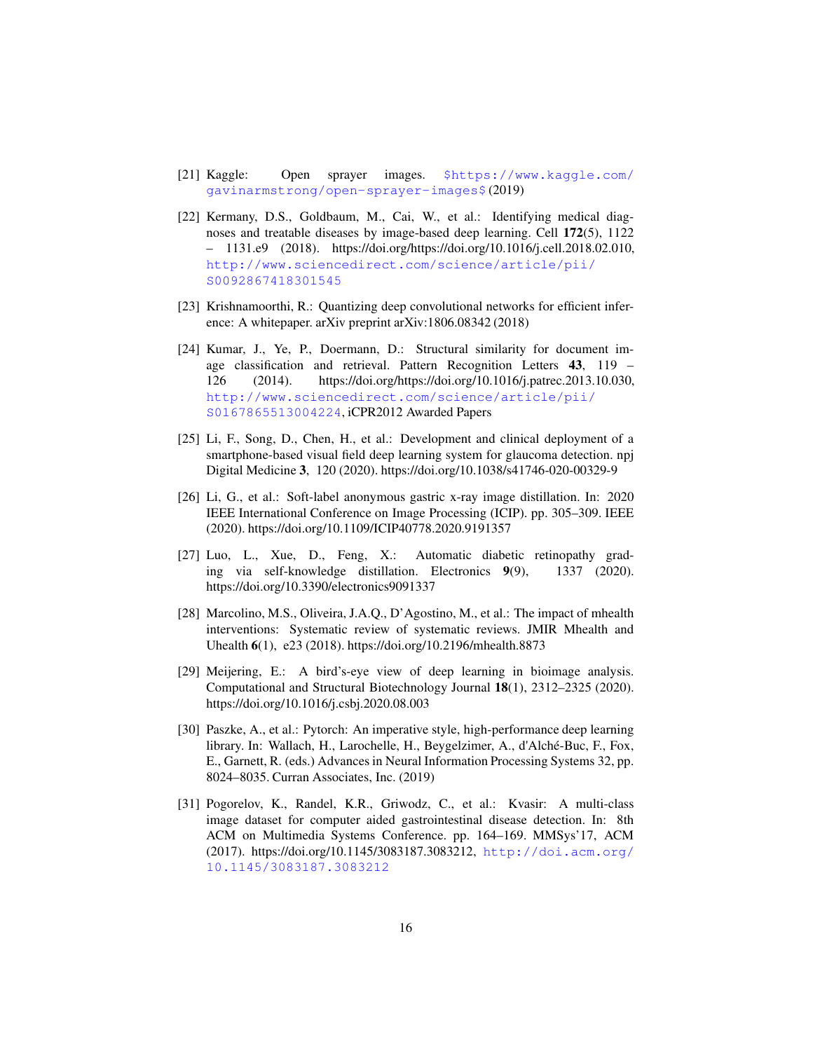[21] Kaggle: Open sprayer images. $https://www.kaggle.com/gavinarmstrong/open-sprayer-images$ (2019)

[22] Kermany, D.S., Goldbaum, M., Cai, W., et al.: Identifying medical diagnoses and treatable diseases by image-based deep learning. Cell **172**(5), 1122 – 1131.e9 (2018). https://doi.org/https://doi.org/10.1016/j.cell.2018.02.010, http://www.sciencedirect.com/science/article/pii/S0092867418301545

[23] Krishnamoorthi, R.: Quantizing deep convolutional networks for efficient inference: A whitepaper. arXiv preprint arXiv:1806.08342 (2018)

[24] Kumar, J., Ye, P., Doermann, D.: Structural similarity for document image classification and retrieval. Pattern Recognition Letters **43**, 119 – 126 (2014). https://doi.org/https://doi.org/10.1016/j.patrec.2013.10.030, http://www.sciencedirect.com/science/article/pii/S0167865513004224, iCPR2012 Awarded Papers

[25] Li, F., Song, D., Chen, H., et al.: Development and clinical deployment of a smartphone-based visual field deep learning system for glaucoma detection. npj Digital Medicine **3**, 120 (2020). https://doi.org/10.1038/s41746-020-00329-9

[26] Li, G., et al.: Soft-label anonymous gastric x-ray image distillation. In: 2020 IEEE International Conference on Image Processing (ICIP). pp. 305–309. IEEE (2020). https://doi.org/10.1109/ICIP40778.2020.9191357

[27] Luo, L., Xue, D., Feng, X.: Automatic diabetic retinopathy grading via self-knowledge distillation. Electronics **9**(9), 1337 (2020). https://doi.org/10.3390/electronics9091337

[28] Marcolino, M.S., Oliveira, J.A.Q., D'Agostino, M., et al.: The impact of mhealth interventions: Systematic review of systematic reviews. JMIR Mhealth and Uhealth **6**(1), e23 (2018). https://doi.org/10.2196/mhealth.8873

[29] Meijering, E.: A bird's-eye view of deep learning in bioimage analysis. Computational and Structural Biotechnology Journal **18**(1), 2312–2325 (2020). https://doi.org/10.1016/j.csbj.2020.08.003

[30] Paszke, A., et al.: Pytorch: An imperative style, high-performance deep learning library. In: Wallach, H., Larochelle, H., Beygelzimer, A., d'Alché-Buc, F., Fox, E., Garnett, R. (eds.) Advances in Neural Information Processing Systems 32, pp. 8024–8035. Curran Associates, Inc. (2019)

[31] Pogorelov, K., Randel, K.R., Griwodz, C., et al.: Kvasir: A multi-class image dataset for computer aided gastrointestinal disease detection. In: 8th ACM on Multimedia Systems Conference. pp. 164–169. MMSys'17, ACM (2017). https://doi.org/10.1145/3083187.3083212, http://doi.acm.org/10.1145/3083187.3083212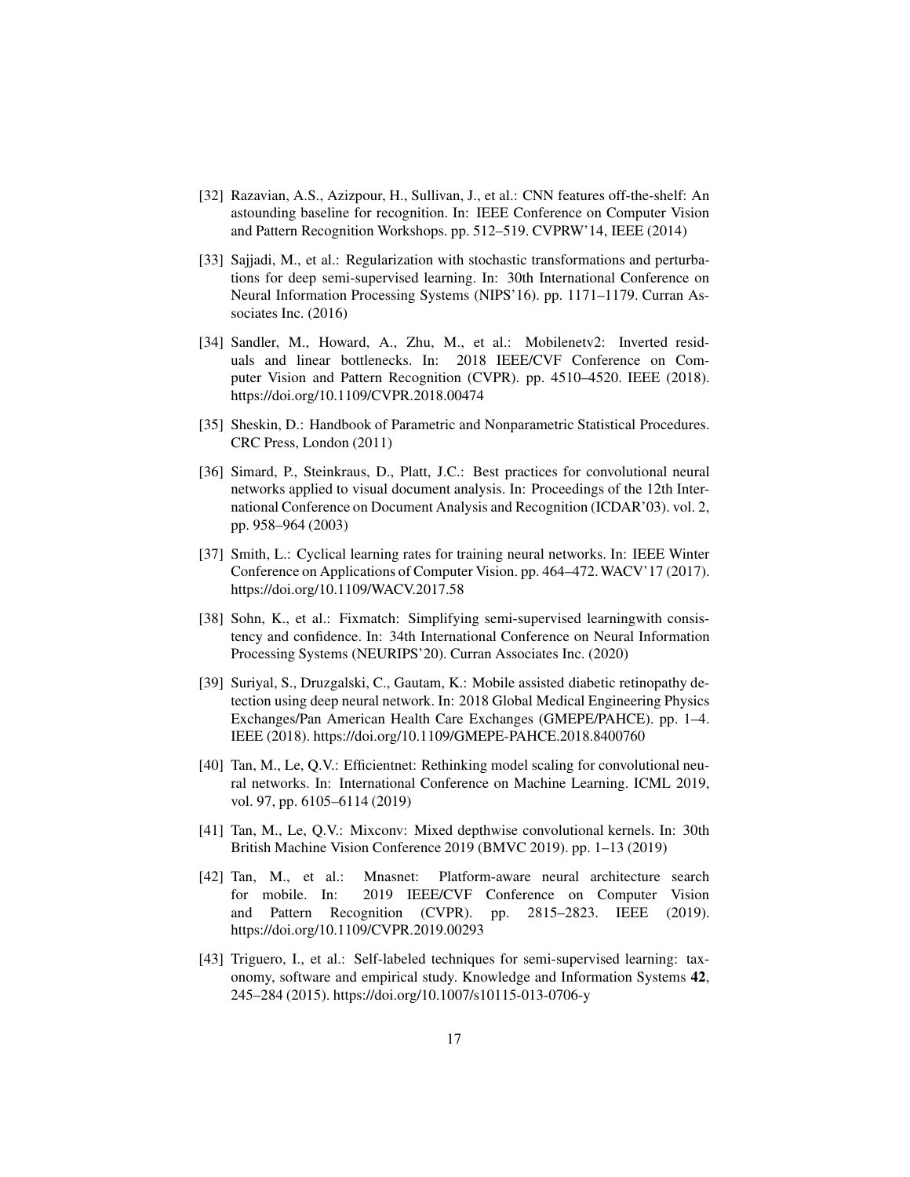[32] Razavian, A.S., Azizpour, H., Sullivan, J., et al.: CNN features off-the-shelf: An astounding baseline for recognition. In: IEEE Conference on Computer Vision and Pattern Recognition Workshops. pp. 512–519. CVPRW'14, IEEE (2014)

[33] Sajjadi, M., et al.: Regularization with stochastic transformations and perturbations for deep semi-supervised learning. In: 30th International Conference on Neural Information Processing Systems (NIPS'16). pp. 1171–1179. Curran Associates Inc. (2016)

[34] Sandler, M., Howard, A., Zhu, M., et al.: Mobilenetv2: Inverted residuals and linear bottlenecks. In: 2018 IEEE/CVF Conference on Computer Vision and Pattern Recognition (CVPR). pp. 4510–4520. IEEE (2018). https://doi.org/10.1109/CVPR.2018.00474

[35] Sheskin, D.: Handbook of Parametric and Nonparametric Statistical Procedures. CRC Press, London (2011)

[36] Simard, P., Steinkraus, D., Platt, J.C.: Best practices for convolutional neural networks applied to visual document analysis. In: Proceedings of the 12th International Conference on Document Analysis and Recognition (ICDAR'03). vol. 2, pp. 958–964 (2003)

[37] Smith, L.: Cyclical learning rates for training neural networks. In: IEEE Winter Conference on Applications of Computer Vision. pp. 464–472. WACV'17 (2017). https://doi.org/10.1109/WACV.2017.58

[38] Sohn, K., et al.: Fixmatch: Simplifying semi-supervised learningwith consistency and confidence. In: 34th International Conference on Neural Information Processing Systems (NEURIPS'20). Curran Associates Inc. (2020)

[39] Suriyal, S., Druzgalski, C., Gautam, K.: Mobile assisted diabetic retinopathy detection using deep neural network. In: 2018 Global Medical Engineering Physics Exchanges/Pan American Health Care Exchanges (GMEPE/PAHCE). pp. 1–4. IEEE (2018). https://doi.org/10.1109/GMEPE-PAHCE.2018.8400760

[40] Tan, M., Le, Q.V.: Efficientnet: Rethinking model scaling for convolutional neural networks. In: International Conference on Machine Learning. ICML 2019, vol. 97, pp. 6105–6114 (2019)

[41] Tan, M., Le, Q.V.: Mixconv: Mixed depthwise convolutional kernels. In: 30th British Machine Vision Conference 2019 (BMVC 2019). pp. 1–13 (2019)

[42] Tan, M., et al.: Mnasnet: Platform-aware neural architecture search for mobile. In: 2019 IEEE/CVF Conference on Computer Vision and Pattern Recognition (CVPR). pp. 2815–2823. IEEE (2019). https://doi.org/10.1109/CVPR.2019.00293

[43] Triguero, I., et al.: Self-labeled techniques for semi-supervised learning: taxonomy, software and empirical study. Knowledge and Information Systems **42**, 245–284 (2015). https://doi.org/10.1007/s10115-013-0706-y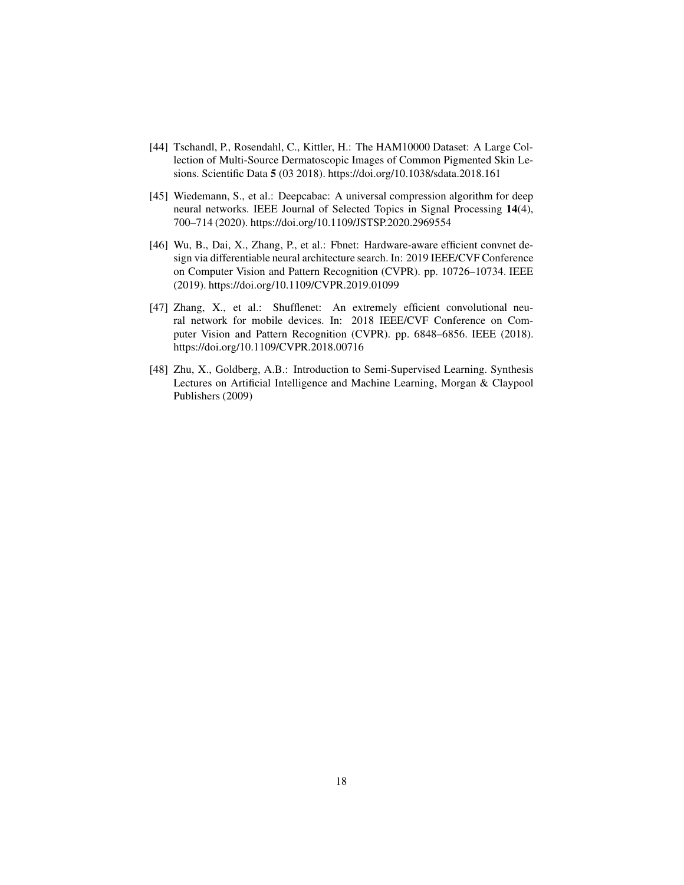[44] Tschandl, P., Rosendahl, C., Kittler, H.: The HAM10000 Dataset: A Large Collection of Multi-Source Dermatoscopic Images of Common Pigmented Skin Lesions. Scientific Data **5** (03 2018). https://doi.org/10.1038/sdata.2018.161

[45] Wiedemann, S., et al.: Deepcabac: A universal compression algorithm for deep neural networks. IEEE Journal of Selected Topics in Signal Processing **14**(4), 700–714 (2020). https://doi.org/10.1109/JSTSP.2020.2969554

[46] Wu, B., Dai, X., Zhang, P., et al.: Fbnet: Hardware-aware efficient convnet design via differentiable neural architecture search. In: 2019 IEEE/CVF Conference on Computer Vision and Pattern Recognition (CVPR). pp. 10726–10734. IEEE (2019). https://doi.org/10.1109/CVPR.2019.01099

[47] Zhang, X., et al.: Shufflenet: An extremely efficient convolutional neural network for mobile devices. In: 2018 IEEE/CVF Conference on Computer Vision and Pattern Recognition (CVPR). pp. 6848–6856. IEEE (2018). https://doi.org/10.1109/CVPR.2018.00716

[48] Zhu, X., Goldberg, A.B.: Introduction to Semi-Supervised Learning. Synthesis Lectures on Artificial Intelligence and Machine Learning, Morgan & Claypool Publishers (2009)